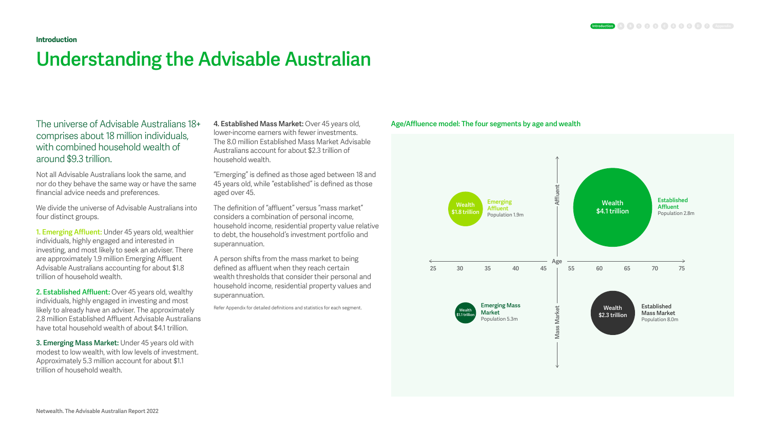Introduction

# Understanding the Advisable Australian

## The universe of Advisable Australians 18+ comprises about 18 million individuals, with combined household wealth of around $9.3 trillion.

Not all Advisable Australians look the same, and nor do they behave the same way or have the same financial advice needs and preferences.

We divide the universe of Advisable Australians into four distinct groups.

**1. Emerging Affluent:** Under 45 years old, wealthier individuals, highly engaged and interested in investing, and most likely to seek an adviser. There are approximately 1.9 million Emerging Affluent Advisable Australians accounting for about $1.8 trillion of household wealth.

**2. Established Affluent:** Over 45 years old, wealthy individuals, highly engaged in investing and most likely to already have an adviser. The approximately 2.8 million Established Affluent Advisable Australians have total household wealth of about $4.1 trillion.

**3. Emerging Mass Market:** Under 45 years old with modest to low wealth, with low levels of investment. Approximately 5.3 million account for about $1.1 trillion of household wealth.

**4. Established Mass Market:** Over 45 years old, lower-income earners with fewer investments. The 8.0 million Established Mass Market Advisable Australians account for about $2.3 trillion of household wealth.

"Emerging" is defined as those aged between 18 and 45 years old, while "established" is defined as those aged over 45.

The definition of "affluent" versus "mass market" considers a combination of personal income, household income, residential property value relative to debt, the household's investment portfolio and superannuation.

A person shifts from the mass market to being defined as affluent when they reach certain wealth thresholds that consider their personal and household income, residential property values and superannuation.

Refer Appendix for detailed definitions and statistics for each segment.

**Age/Affluence model: The four segments by age and wealth**

| Segment | Age | Wealth | Population |
|---|---|---|---|
| Emerging Affluent | Under 45 | $1.8 trillion | 1.9m |
| Established Affluent | Over 45 | $4.1 trillion | 2.8m |
| Emerging Mass Market | Under 45 | $1.1 trillion | 5.3m |
| Established Mass Market | Over 45 | $2.3 trillion | 8.0m |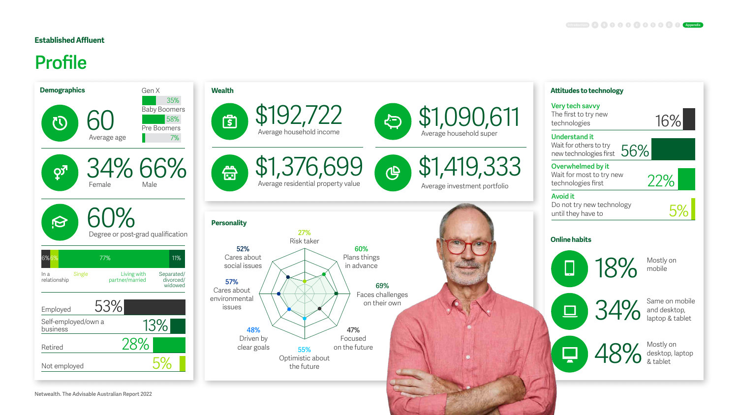## Established Affluent

# Profile

### Demographics

**60**
Average age

| Generation | % |
|---|---|
| Gen X | 35% |
| Baby Boomers | 58% |
| Pre Boomers | 7% |

**34%** Female
**66%** Male

**60%**
Degree or post-grad qualification

| In a relationship | Single | Living with partner/married | Separated/divorced/widowed |
|---|---|---|---|
| 6% | 6% | 77% | 11% |

| Employment | % |
|---|---|
| Employed | 53% |
| Self-employed/own a business | 13% |
| Retired | 28% |
| Not employed | 5% |

### Wealth

**$192,722**
Average household income

**$1,090,611**
Average household super

**$1,376,699**
Average residential property value

**$1,419,333**
Average investment portfolio

### Personality

| Trait | % |
|---|---|
| Risk taker | 27% |
| Plans things in advance | 60% |
| Faces challenges on their own | 69% |
| Focused on the future | 47% |
| Optimistic about the future | 55% |
| Driven by clear goals | 48% |
| Cares about environmental issues | 57% |
| Cares about social issues | 52% |

### Attitudes to technology

| Attitude | Description | % |
|---|---|---|
| Very tech savvy | The first to try new technologies | 16% |
| Understand it | Wait for others to try new technologies first | 56% |
| Overwhelmed by it | Wait for most to try new technologies first | 22% |
| Avoid it | Do not try new technology until they have to | 5% |

### Online habits

**18%** Mostly on mobile

**34%** Same on mobile and desktop, laptop & tablet

**48%** Mostly on desktop, laptop & tablet

Netwealth. The Advisable Australian Report 2022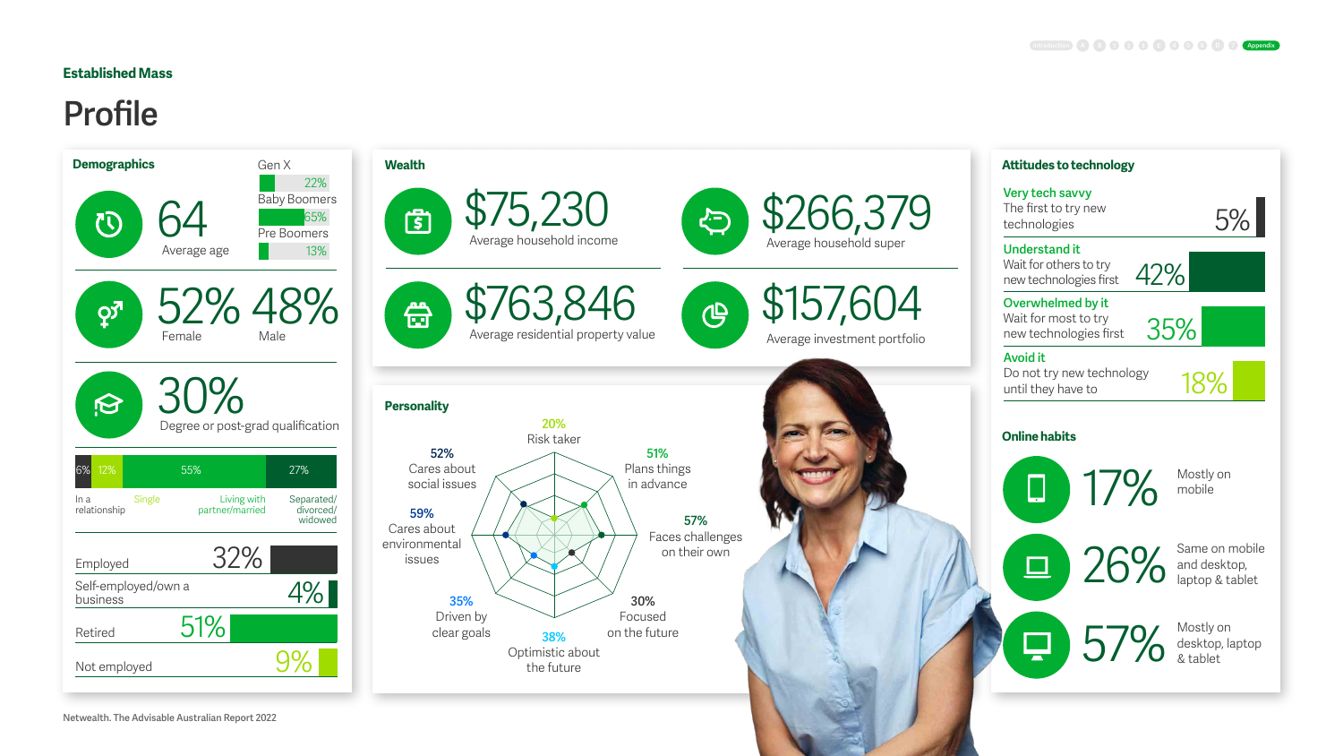## Established Mass

# Profile

### Demographics

**64** Average age

| Generation | % |
|---|---|
| Gen X | 22% |
| Baby Boomers | 65% |
| Pre Boomers | 13% |

**52%** Female **48%** Male

**30%** Degree or post-grad qualification

| In a relationship | Single | Living with partner/married | Separated/divorced/widowed |
|---|---|---|---|
| 6% | 12% | 55% | 27% |

| Employment | % |
|---|---|
| Employed | 32% |
| Self-employed/own a business | 4% |
| Retired | 51% |
| Not employed | 9% |

### Wealth

**$75,230** Average household income

**$266,379** Average household super

**$763,846** Average residential property value

**$157,604** Average investment portfolio

### Personality

| Trait | % |
|---|---|
| Risk taker | 20% |
| Plans things in advance | 51% |
| Faces challenges on their own | 57% |
| Focused on the future | 30% |
| Optimistic about the future | 38% |
| Driven by clear goals | 35% |
| Cares about environmental issues | 59% |
| Cares about social issues | 52% |

### Attitudes to technology

| Attitude | Description | % |
|---|---|---|
| Very tech savvy | The first to try new technologies | 5% |
| Understand it | Wait for others to try new technologies first | 42% |
| Overwhelmed by it | Wait for most to try new technologies first | 35% |
| Avoid it | Do not try new technology until they have to | 18% |

### Online habits

**17%** Mostly on mobile

**26%** Same on mobile and desktop, laptop & tablet

**57%** Mostly on desktop, laptop & tablet

Netwealth. The Advisable Australian Report 2022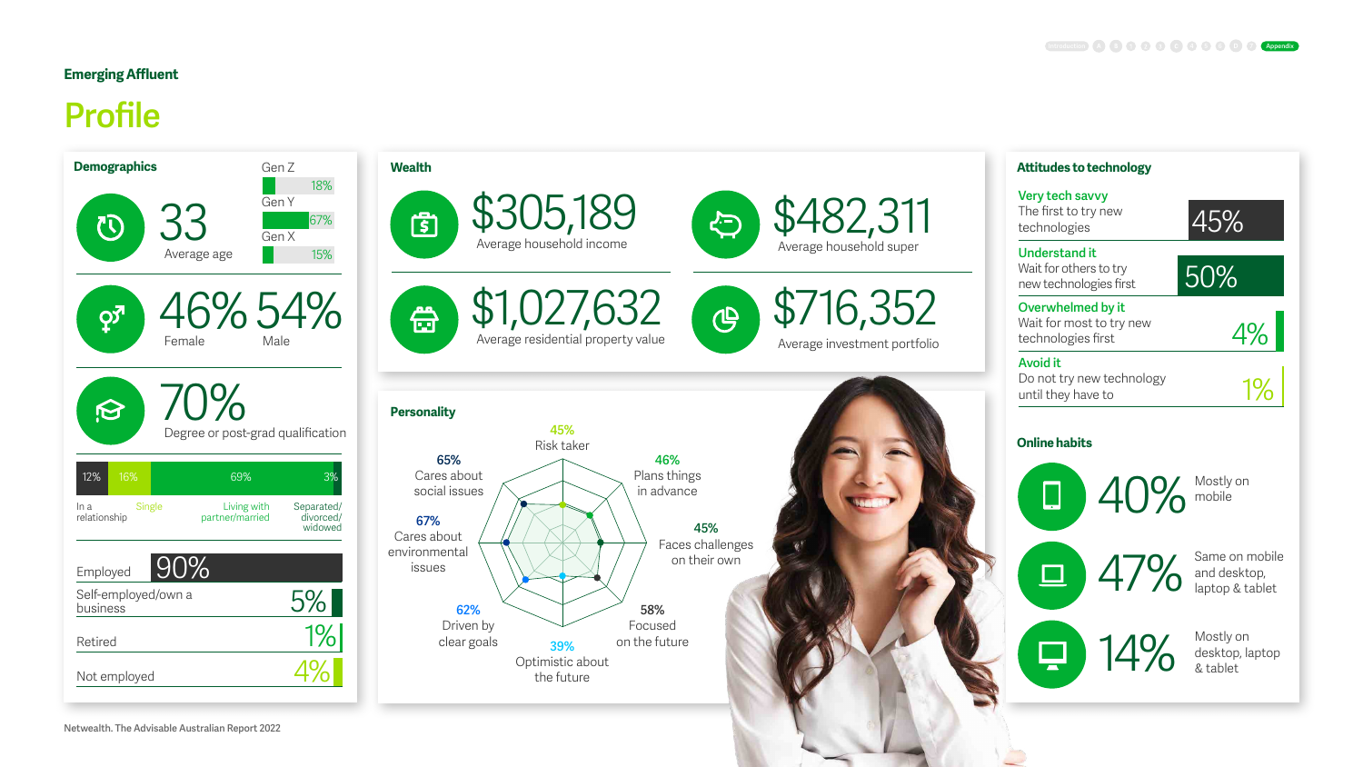## Emerging Affluent

# Profile

### Demographics

**33**
Average age

| Generation | % |
|---|---|
| Gen Z | 18% |
| Gen Y | 67% |
| Gen X | 15% |

**46%** Female
**54%** Male

**70%**
Degree or post-grad qualification

| In a relationship | Single | Living with partner/married | Separated/divorced/widowed |
|---|---|---|---|
| 12% | 16% | 69% | 3% |

| Employment | % |
|---|---|
| Employed | 90% |
| Self-employed/own a business | 5% |
| Retired | 1% |
| Not employed | 4% |

### Wealth

**$305,189**
Average household income

**$482,311**
Average household super

**$1,027,632**
Average residential property value

**$716,352**
Average investment portfolio

### Personality

| Trait | % |
|---|---|
| Risk taker | 45% |
| Plans things in advance | 46% |
| Faces challenges on their own | 45% |
| Focused on the future | 58% |
| Optimistic about the future | 39% |
| Driven by clear goals | 62% |
| Cares about environmental issues | 67% |
| Cares about social issues | 65% |

### Attitudes to technology

| Attitude | Description | % |
|---|---|---|
| Very tech savvy | The first to try new technologies | 45% |
| Understand it | Wait for others to try new technologies first | 50% |
| Overwhelmed by it | Wait for most to try new technologies first | 4% |
| Avoid it | Do not try new technology until they have to | 1% |

### Online habits

**40%** Mostly on mobile

**47%** Same on mobile and desktop, laptop & tablet

**14%** Mostly on desktop, laptop & tablet

Netwealth. The Advisable Australian Report 2022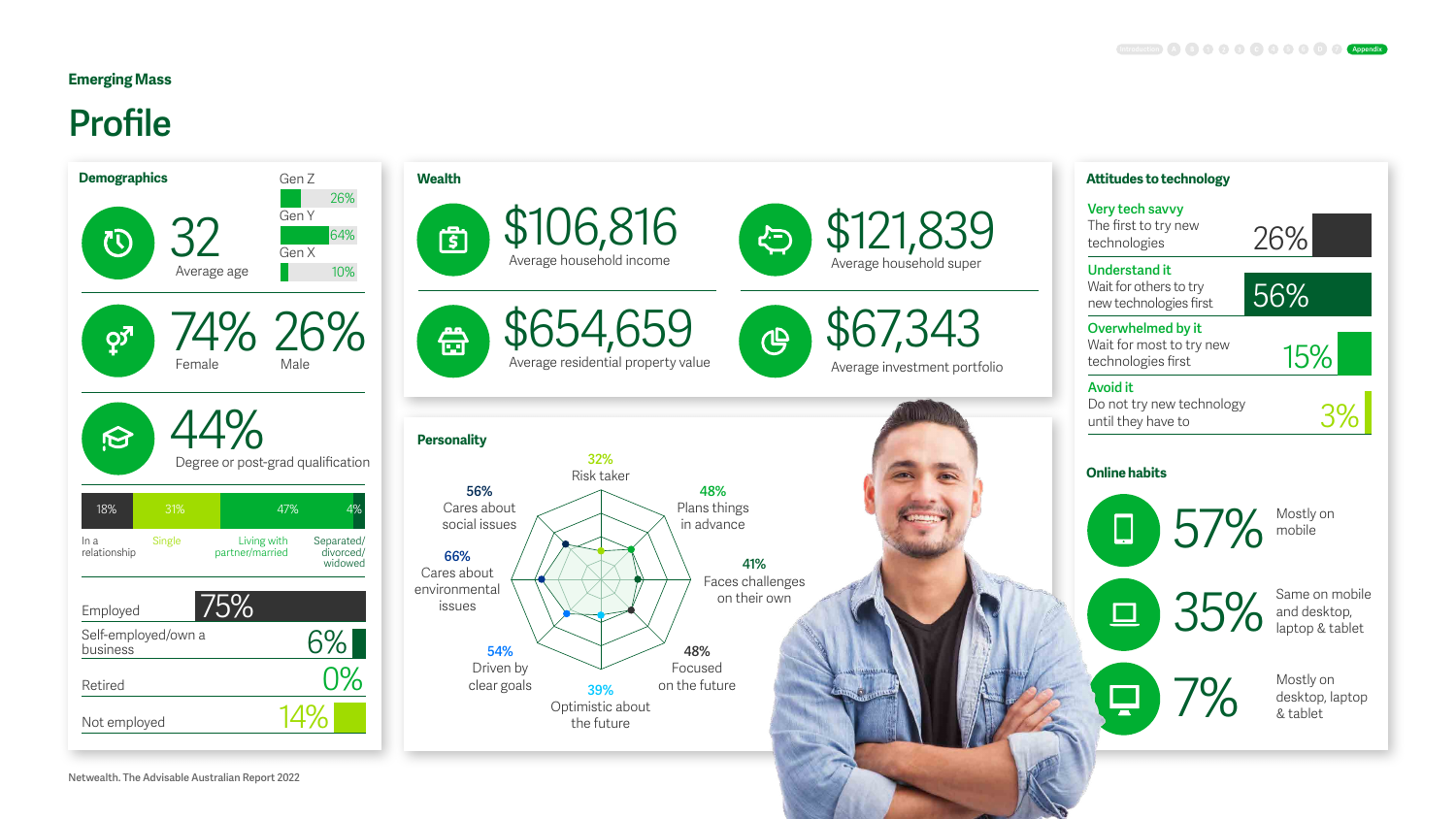Emerging Mass

# Profile

## Demographics

32
Average age

Gen Z 26%
Gen Y 64%
Gen X 10%

74% Female
26% Male

44%
Degree or post-grad qualification

18% In a relationship
31% Single
47% Living with partner/married
4% Separated/divorced/widowed

Employed 75%
Self-employed/own a business 6%
Retired 0%
Not employed 14%

## Wealth

$106,816
Average household income

$121,839
Average household super

$654,659
Average residential property value

$67,343
Average investment portfolio

## Personality

32%
Risk taker

48%
Plans things in advance

41%
Faces challenges on their own

48%
Focused on the future

39%
Optimistic about the future

54%
Driven by clear goals

66%
Cares about environmental issues

56%
Cares about social issues

## Attitudes to technology

**Very tech savvy**
The first to try new technologies
26%

**Understand it**
Wait for others to try new technologies first
56%

**Overwhelmed by it**
Wait for most to try new technologies first
15%

**Avoid it**
Do not try new technology until they have to
3%

## Online habits

57% Mostly on mobile

35% Same on mobile and desktop, laptop & tablet

7% Mostly on desktop, laptop & tablet

Netwealth. The Advisable Australian Report 2022